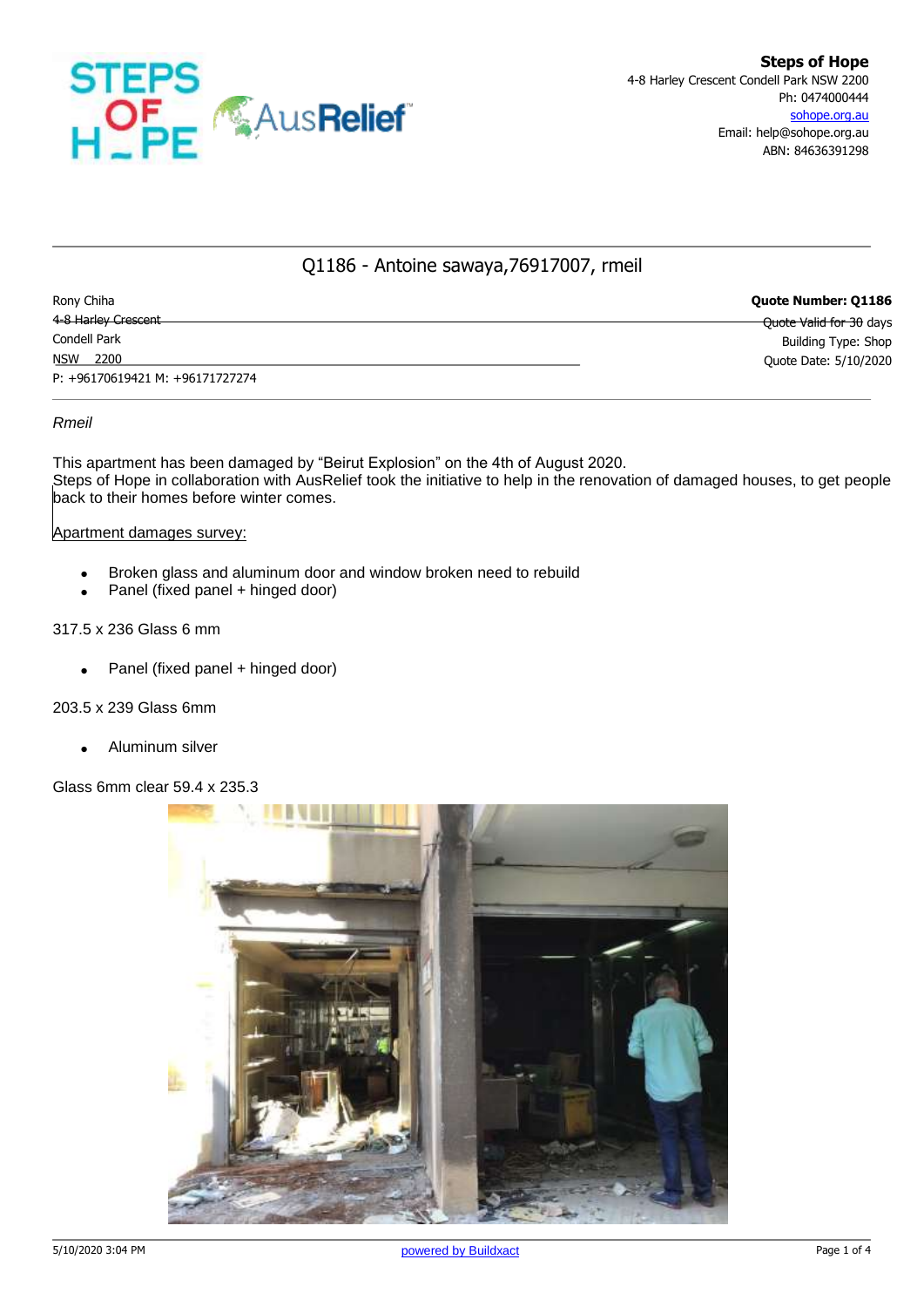**Steps of Hope**
4-8 Harley Crescent Condell Park NSW 2200
Ph: 0474000444
sohope.org.au
Email: help@sohope.org.au
ABN: 84636391298

# Q1186 - Antoine sawaya,76917007, rmeil

Rony Chiha
4-8 Harley Crescent
Condell Park
NSW 2200
P: +96170619421 M: +96171727274

**Quote Number: Q1186**
Quote Valid for 30 days
Building Type: Shop
Quote Date: 5/10/2020

*Rmeil*

This apartment has been damaged by "Beirut Explosion" on the 4th of August 2020.
Steps of Hope in collaboration with AusRelief took the initiative to help in the renovation of damaged houses, to get people back to their homes before winter comes.

Apartment damages survey:

- Broken glass and aluminum door and window broken need to rebuild
- Panel (fixed panel + hinged door)

317.5 x 236 Glass 6 mm

- Panel (fixed panel + hinged door)

203.5 x 239 Glass 6mm

- Aluminum silver

Glass 6mm clear 59.4 x 235.3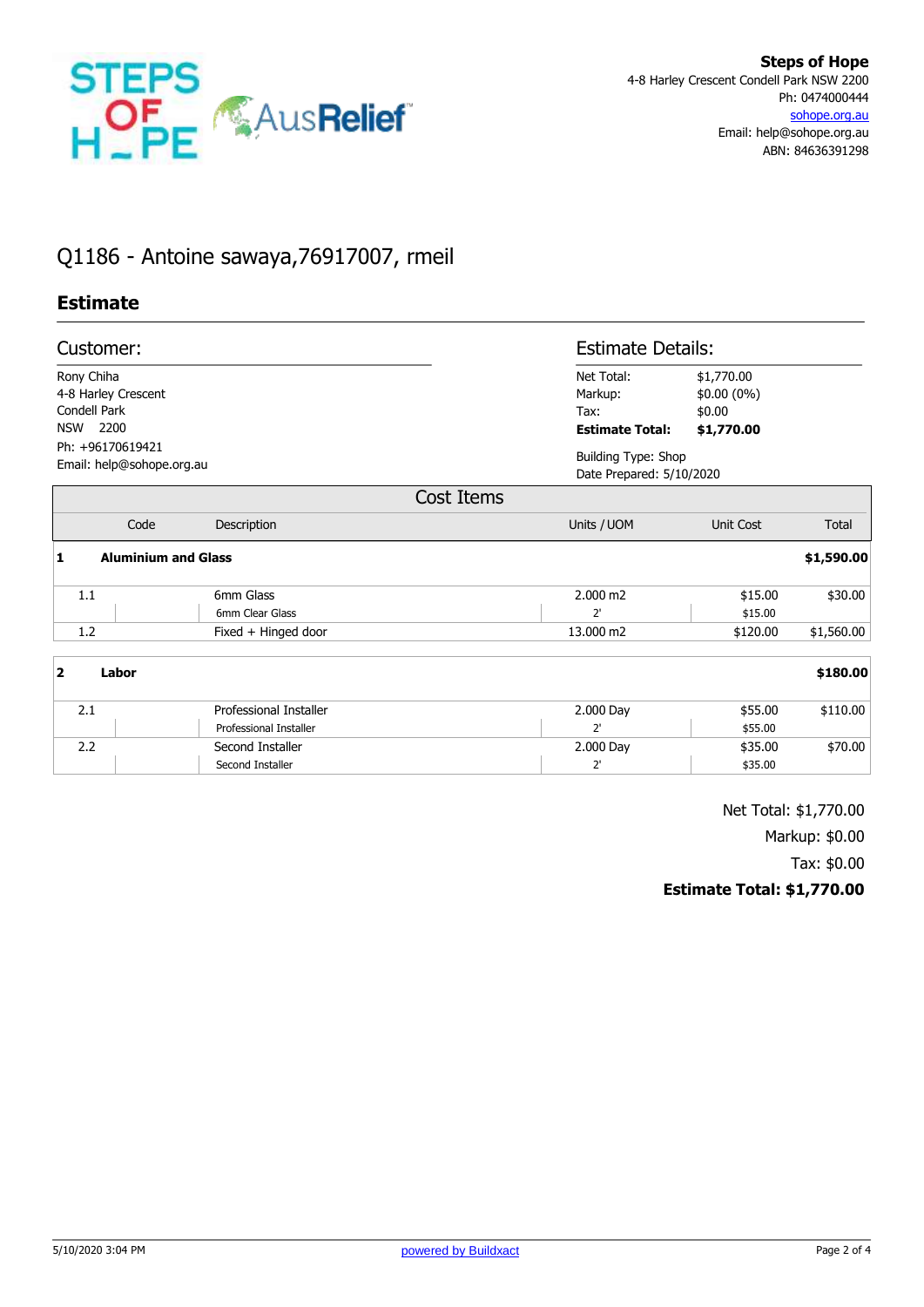**Steps of Hope**
4-8 Harley Crescent Condell Park NSW 2200
Ph: 0474000444
sohope.org.au
Email: help@sohope.org.au
ABN: 84636391298

# Q1186 - Antoine sawaya,76917007, rmeil

## Estimate

### Customer:

Rony Chiha
4-8 Harley Crescent
Condell Park
NSW 2200
Ph: +96170619421
Email: help@sohope.org.au

### Estimate Details:

| | |
|---|---|
| Net Total: | $1,770.00 |
| Markup: | $0.00 (0%) |
| Tax: | $0.00 |
| **Estimate Total:** | **$1,770.00** |

Building Type: Shop
Date Prepared: 5/10/2020

### Cost Items

| | Code | Description | Units / UOM | Unit Cost | Total |
|---|---|---|---|---|---|
| **1** | | **Aluminium and Glass** | | | **$1,590.00** |
| 1.1 | | 6mm Glass | 2.000 m2 | $15.00 | $30.00 |
| | | 6mm Clear Glass | 2' | $15.00 | |
| 1.2 | | Fixed + Hinged door | 13.000 m2 | $120.00 | $1,560.00 |
| **2** | | **Labor** | | | **$180.00** |
| 2.1 | | Professional Installer | 2.000 Day | $55.00 | $110.00 |
| | | Professional Installer | 2' | $55.00 | |
| 2.2 | | Second Installer | 2.000 Day | $35.00 | $70.00 |
| | | Second Installer | 2' | $35.00 | |

Net Total: $1,770.00
Markup: $0.00
Tax: $0.00
**Estimate Total: $1,770.00**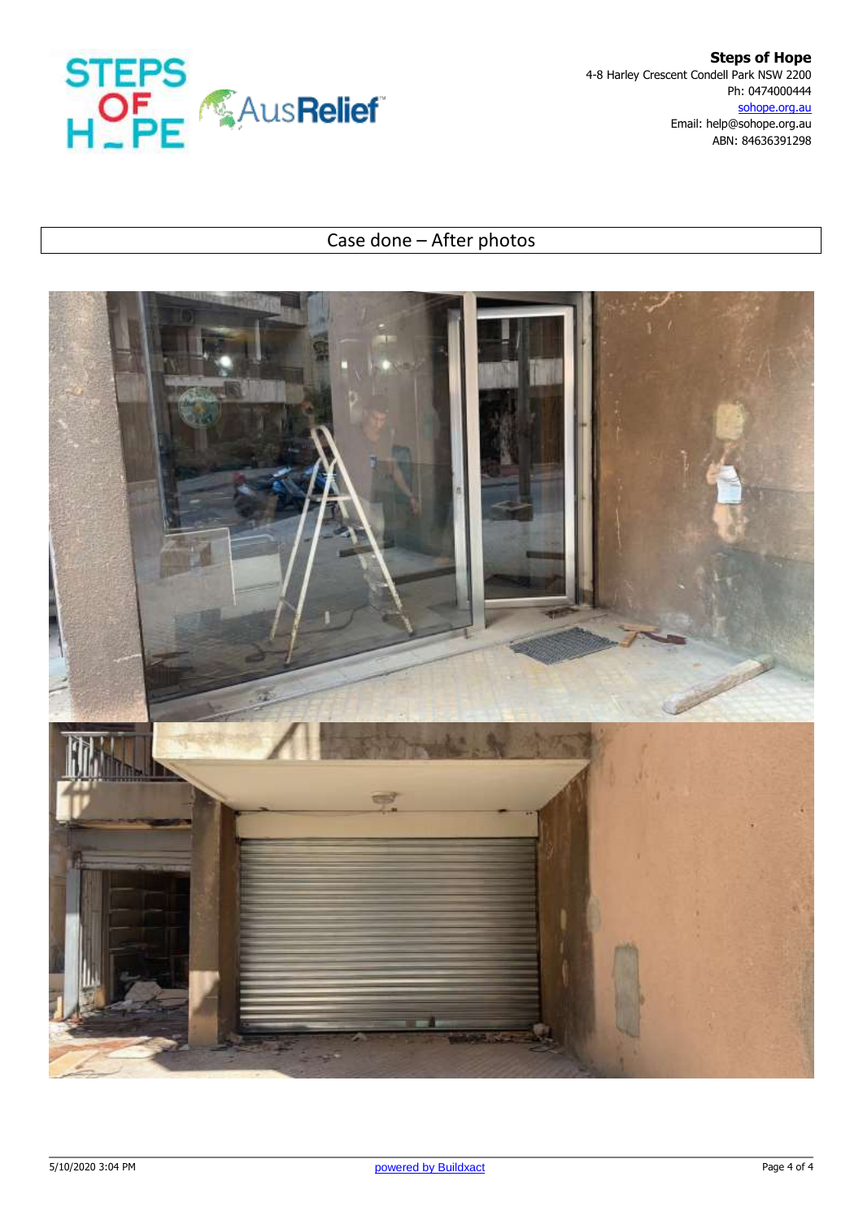**Steps of Hope**
4-8 Harley Crescent Condell Park NSW 2200
Ph: 0474000444
sohope.org.au
Email: help@sohope.org.au
ABN: 84636391298

## Case done – After photos